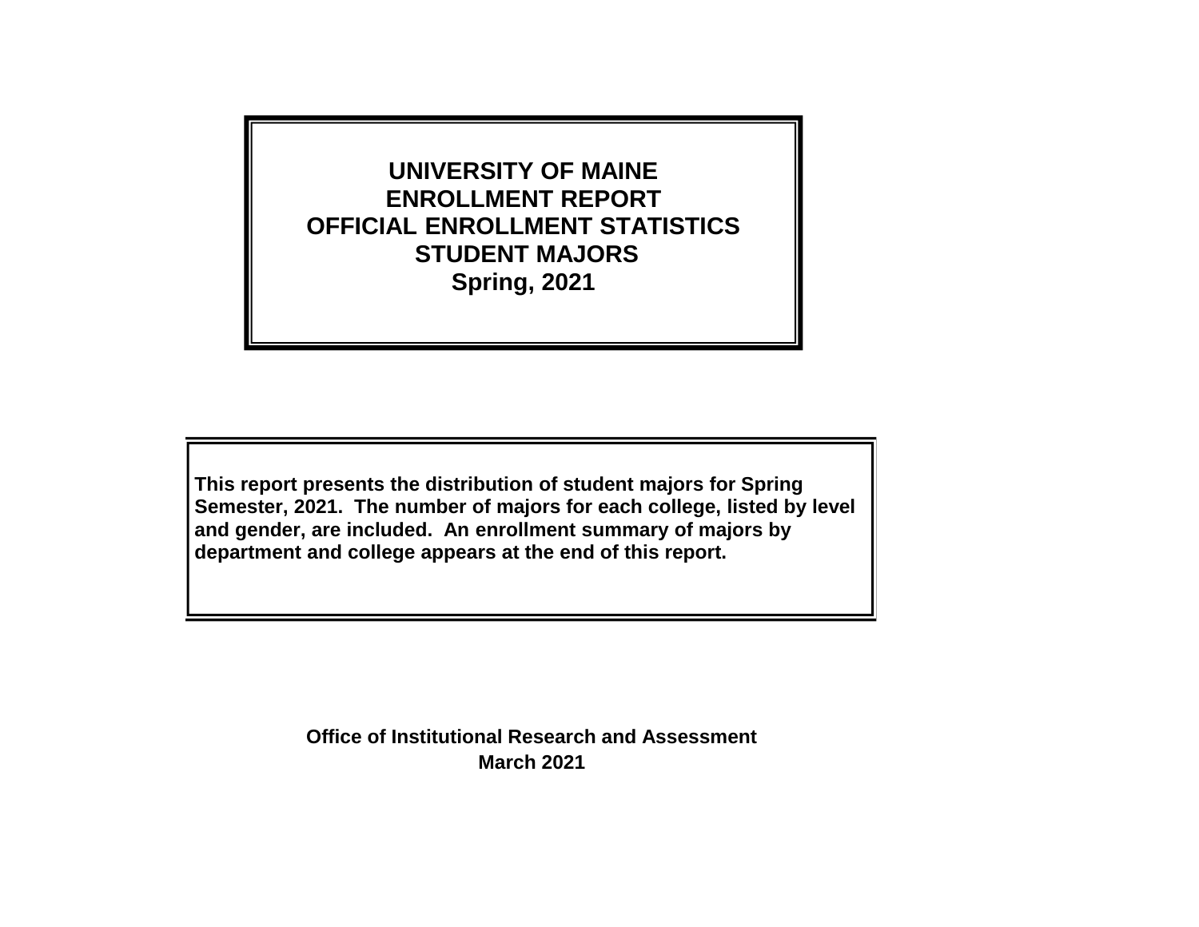# UNIVERSITY OF MAINE
# ENROLLMENT REPORT
# OFFICIAL ENROLLMENT STATISTICS
# STUDENT MAJORS
# Spring, 2021

**This report presents the distribution of student majors for Spring Semester, 2021. The number of majors for each college, listed by level and gender, are included. An enrollment summary of majors by department and college appears at the end of this report.**

**Office of Institutional Research and Assessment**
**March 2021**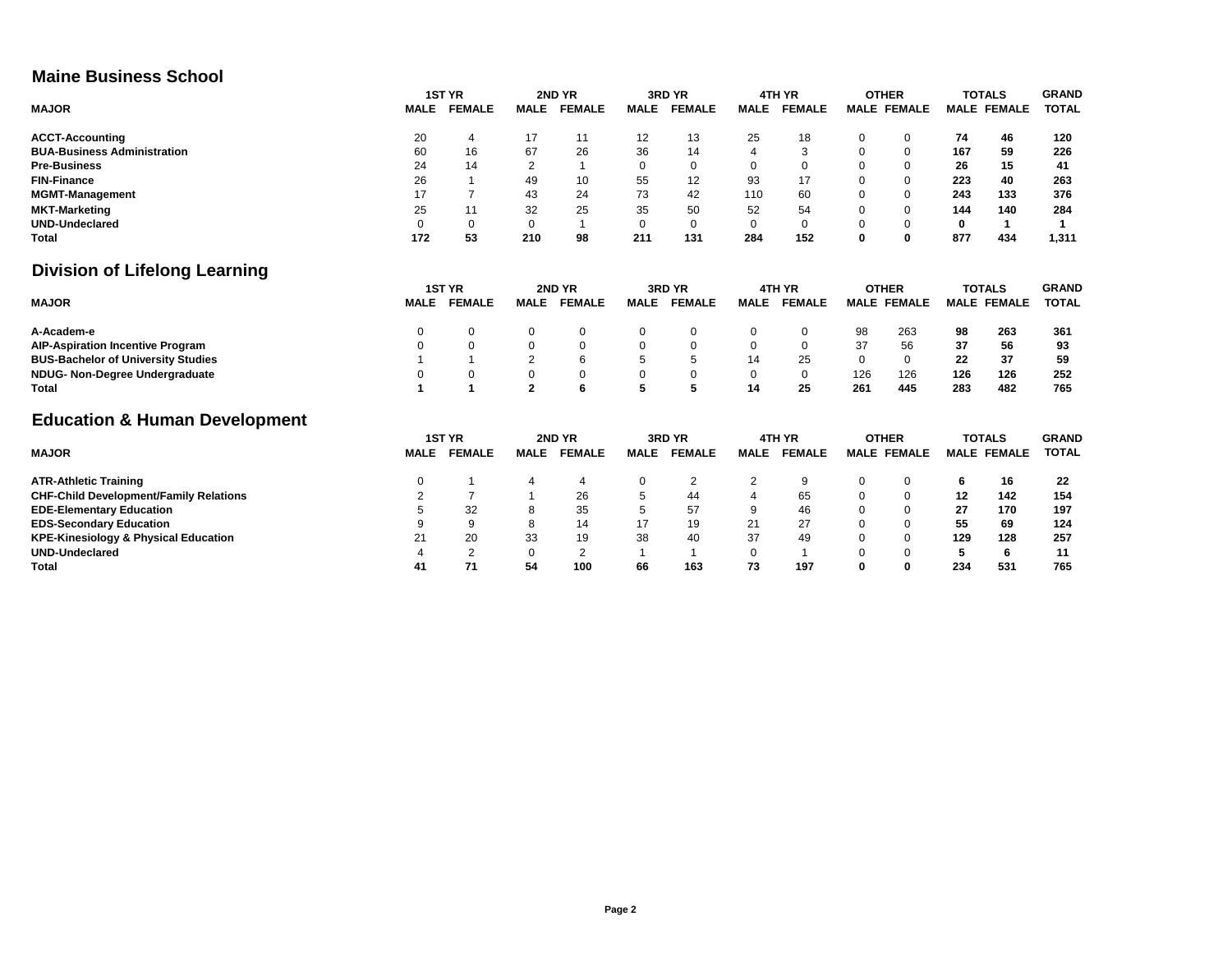## Maine Business School

| MAJOR | 1ST YR MALE | 1ST YR FEMALE | 2ND YR MALE | 2ND YR FEMALE | 3RD YR MALE | 3RD YR FEMALE | 4TH YR MALE | 4TH YR FEMALE | OTHER MALE | OTHER FEMALE | TOTALS MALE | TOTALS FEMALE | GRAND TOTAL |
|---|---|---|---|---|---|---|---|---|---|---|---|---|---|
| **ACCT-Accounting** | 20 | 4 | 17 | 11 | 12 | 13 | 25 | 18 | 0 | 0 | **74** | **46** | **120** |
| **BUA-Business Administration** | 60 | 16 | 67 | 26 | 36 | 14 | 4 | 3 | 0 | 0 | **167** | **59** | **226** |
| **Pre-Business** | 24 | 14 | 2 | 1 | 0 | 0 | 0 | 0 | 0 | 0 | **26** | **15** | **41** |
| **FIN-Finance** | 26 | 1 | 49 | 10 | 55 | 12 | 93 | 17 | 0 | 0 | **223** | **40** | **263** |
| **MGMT-Management** | 17 | 7 | 43 | 24 | 73 | 42 | 110 | 60 | 0 | 0 | **243** | **133** | **376** |
| **MKT-Marketing** | 25 | 11 | 32 | 25 | 35 | 50 | 52 | 54 | 0 | 0 | **144** | **140** | **284** |
| **UND-Undeclared** | 0 | 0 | 0 | 1 | 0 | 0 | 0 | 0 | 0 | 0 | **0** | **1** | **1** |
| **Total** | **172** | **53** | **210** | **98** | **211** | **131** | **284** | **152** | **0** | **0** | **877** | **434** | **1,311** |

## Division of Lifelong Learning

| MAJOR | 1ST YR MALE | 1ST YR FEMALE | 2ND YR MALE | 2ND YR FEMALE | 3RD YR MALE | 3RD YR FEMALE | 4TH YR MALE | 4TH YR FEMALE | OTHER MALE | OTHER FEMALE | TOTALS MALE | TOTALS FEMALE | GRAND TOTAL |
|---|---|---|---|---|---|---|---|---|---|---|---|---|---|
| **A-Academ-e** | 0 | 0 | 0 | 0 | 0 | 0 | 0 | 0 | 98 | 263 | **98** | **263** | **361** |
| **AIP-Aspiration Incentive Program** | 0 | 0 | 0 | 0 | 0 | 0 | 0 | 0 | 37 | 56 | **37** | **56** | **93** |
| **BUS-Bachelor of University Studies** | 1 | 1 | 2 | 6 | 5 | 5 | 14 | 25 | 0 | 0 | **22** | **37** | **59** |
| **NDUG- Non-Degree Undergraduate** | 0 | 0 | 0 | 0 | 0 | 0 | 0 | 0 | 126 | 126 | **126** | **126** | **252** |
| **Total** | **1** | **1** | **2** | **6** | **5** | **5** | **14** | **25** | **261** | **445** | **283** | **482** | **765** |

## Education & Human Development

| MAJOR | 1ST YR MALE | 1ST YR FEMALE | 2ND YR MALE | 2ND YR FEMALE | 3RD YR MALE | 3RD YR FEMALE | 4TH YR MALE | 4TH YR FEMALE | OTHER MALE | OTHER FEMALE | TOTALS MALE | TOTALS FEMALE | GRAND TOTAL |
|---|---|---|---|---|---|---|---|---|---|---|---|---|---|
| **ATR-Athletic Training** | 0 | 1 | 4 | 4 | 0 | 2 | 2 | 9 | 0 | 0 | **6** | **16** | **22** |
| **CHF-Child Development/Family Relations** | 2 | 7 | 1 | 26 | 5 | 44 | 4 | 65 | 0 | 0 | **12** | **142** | **154** |
| **EDE-Elementary Education** | 5 | 32 | 8 | 35 | 5 | 57 | 9 | 46 | 0 | 0 | **27** | **170** | **197** |
| **EDS-Secondary Education** | 9 | 9 | 8 | 14 | 17 | 19 | 21 | 27 | 0 | 0 | **55** | **69** | **124** |
| **KPE-Kinesiology & Physical Education** | 21 | 20 | 33 | 19 | 38 | 40 | 37 | 49 | 0 | 0 | **129** | **128** | **257** |
| **UND-Undeclared** | 4 | 2 | 0 | 2 | 1 | 1 | 0 | 1 | 0 | 0 | **5** | **6** | **11** |
| **Total** | **41** | **71** | **54** | **100** | **66** | **163** | **73** | **197** | **0** | **0** | **234** | **531** | **765** |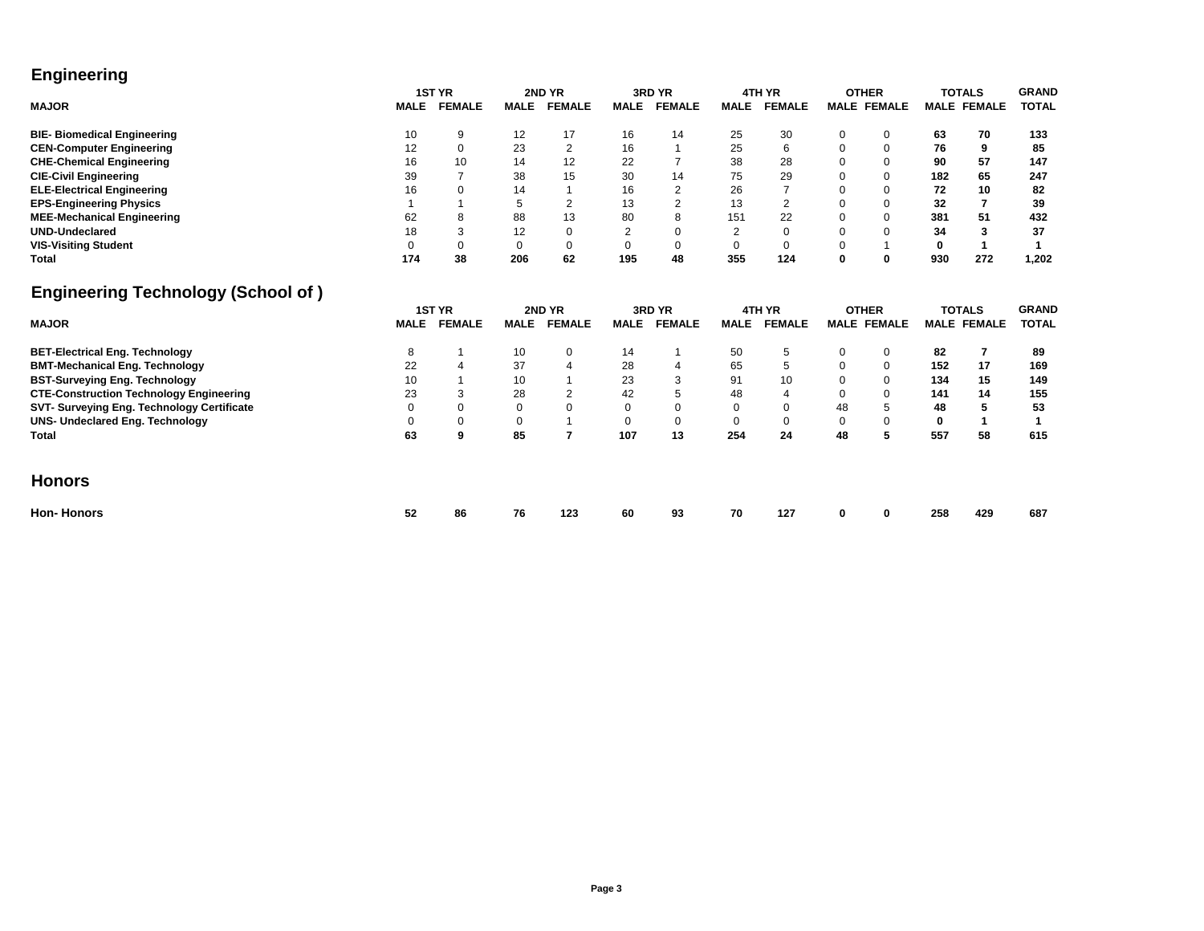## Engineering

| MAJOR | 1ST YR MALE | 1ST YR FEMALE | 2ND YR MALE | 2ND YR FEMALE | 3RD YR MALE | 3RD YR FEMALE | 4TH YR MALE | 4TH YR FEMALE | OTHER MALE | OTHER FEMALE | TOTALS MALE | TOTALS FEMALE | GRAND TOTAL |
|---|---|---|---|---|---|---|---|---|---|---|---|---|---|
| **BIE- Biomedical Engineering** | 10 | 9 | 12 | 17 | 16 | 14 | 25 | 30 | 0 | 0 | **63** | **70** | **133** |
| **CEN-Computer Engineering** | 12 | 0 | 23 | 2 | 16 | 1 | 25 | 6 | 0 | 0 | **76** | **9** | **85** |
| **CHE-Chemical Engineering** | 16 | 10 | 14 | 12 | 22 | 7 | 38 | 28 | 0 | 0 | **90** | **57** | **147** |
| **CIE-Civil Engineering** | 39 | 7 | 38 | 15 | 30 | 14 | 75 | 29 | 0 | 0 | **182** | **65** | **247** |
| **ELE-Electrical Engineering** | 16 | 0 | 14 | 1 | 16 | 2 | 26 | 7 | 0 | 0 | **72** | **10** | **82** |
| **EPS-Engineering Physics** | 1 | 1 | 5 | 2 | 13 | 2 | 13 | 2 | 0 | 0 | **32** | **7** | **39** |
| **MEE-Mechanical Engineering** | 62 | 8 | 88 | 13 | 80 | 8 | 151 | 22 | 0 | 0 | **381** | **51** | **432** |
| **UND-Undeclared** | 18 | 3 | 12 | 0 | 2 | 0 | 2 | 0 | 0 | 0 | **34** | **3** | **37** |
| **VIS-Visiting Student** | 0 | 0 | 0 | 0 | 0 | 0 | 0 | 0 | 0 | 1 | **0** | **1** | **1** |
| **Total** | **174** | **38** | **206** | **62** | **195** | **48** | **355** | **124** | **0** | **0** | **930** | **272** | **1,202** |

## Engineering Technology (School of )

| MAJOR | 1ST YR MALE | 1ST YR FEMALE | 2ND YR MALE | 2ND YR FEMALE | 3RD YR MALE | 3RD YR FEMALE | 4TH YR MALE | 4TH YR FEMALE | OTHER MALE | OTHER FEMALE | TOTALS MALE | TOTALS FEMALE | GRAND TOTAL |
|---|---|---|---|---|---|---|---|---|---|---|---|---|---|
| **BET-Electrical Eng. Technology** | 8 | 1 | 10 | 0 | 14 | 1 | 50 | 5 | 0 | 0 | **82** | **7** | **89** |
| **BMT-Mechanical Eng. Technology** | 22 | 4 | 37 | 4 | 28 | 4 | 65 | 5 | 0 | 0 | **152** | **17** | **169** |
| **BST-Surveying Eng. Technology** | 10 | 1 | 10 | 1 | 23 | 3 | 91 | 10 | 0 | 0 | **134** | **15** | **149** |
| **CTE-Construction Technology Engineering** | 23 | 3 | 28 | 2 | 42 | 5 | 48 | 4 | 0 | 0 | **141** | **14** | **155** |
| **SVT- Surveying Eng. Technology Certificate** | 0 | 0 | 0 | 0 | 0 | 0 | 0 | 0 | 48 | 5 | **48** | **5** | **53** |
| **UNS- Undeclared Eng. Technology** | 0 | 0 | 0 | 1 | 0 | 0 | 0 | 0 | 0 | 0 | **0** | **1** | **1** |
| **Total** | **63** | **9** | **85** | **7** | **107** | **13** | **254** | **24** | **48** | **5** | **557** | **58** | **615** |

## Honors

| MAJOR | 1ST YR MALE | 1ST YR FEMALE | 2ND YR MALE | 2ND YR FEMALE | 3RD YR MALE | 3RD YR FEMALE | 4TH YR MALE | 4TH YR FEMALE | OTHER MALE | OTHER FEMALE | TOTALS MALE | TOTALS FEMALE | GRAND TOTAL |
|---|---|---|---|---|---|---|---|---|---|---|---|---|---|
| **Hon- Honors** | **52** | **86** | **76** | **123** | **60** | **93** | **70** | **127** | **0** | **0** | **258** | **429** | **687** |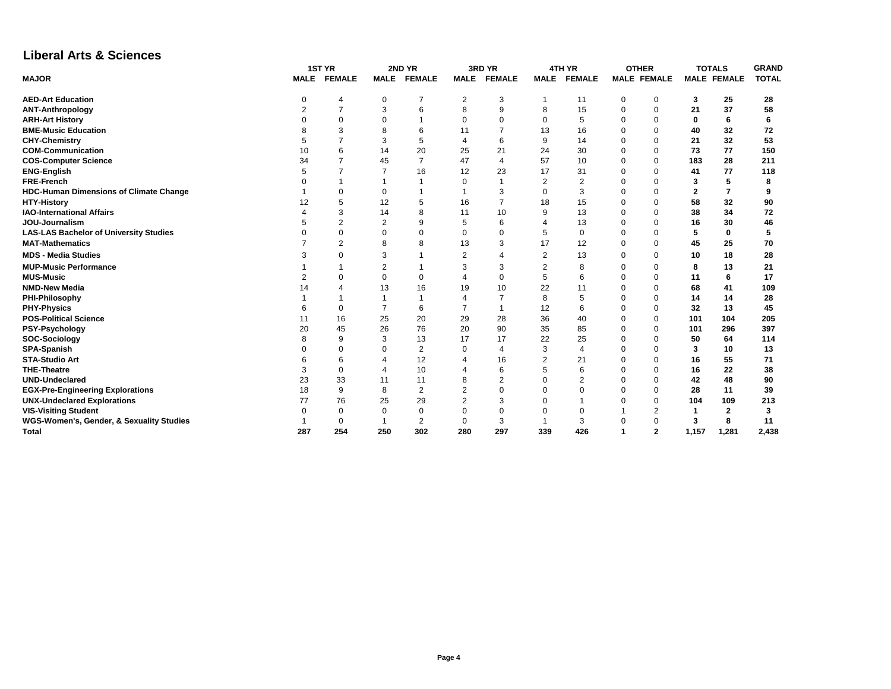## Liberal Arts & Sciences

| MAJOR | 1ST YR MALE | 1ST YR FEMALE | 2ND YR MALE | 2ND YR FEMALE | 3RD YR MALE | 3RD YR FEMALE | 4TH YR MALE | 4TH YR FEMALE | OTHER MALE | OTHER FEMALE | TOTALS MALE | TOTALS FEMALE | GRAND TOTAL |
|---|---|---|---|---|---|---|---|---|---|---|---|---|---|
| **AED-Art Education** | 0 | 4 | 0 | 7 | 2 | 3 | 1 | 11 | 0 | 0 | **3** | **25** | **28** |
| **ANT-Anthropology** | 2 | 7 | 3 | 6 | 8 | 9 | 8 | 15 | 0 | 0 | **21** | **37** | **58** |
| **ARH-Art History** | 0 | 0 | 0 | 1 | 0 | 0 | 0 | 5 | 0 | 0 | **0** | **6** | **6** |
| **BME-Music Education** | 8 | 3 | 8 | 6 | 11 | 7 | 13 | 16 | 0 | 0 | **40** | **32** | **72** |
| **CHY-Chemistry** | 5 | 7 | 3 | 5 | 4 | 6 | 9 | 14 | 0 | 0 | **21** | **32** | **53** |
| **COM-Communication** | 10 | 6 | 14 | 20 | 25 | 21 | 24 | 30 | 0 | 0 | **73** | **77** | **150** |
| **COS-Computer Science** | 34 | 7 | 45 | 7 | 47 | 4 | 57 | 10 | 0 | 0 | **183** | **28** | **211** |
| **ENG-English** | 5 | 7 | 7 | 16 | 12 | 23 | 17 | 31 | 0 | 0 | **41** | **77** | **118** |
| **FRE-French** | 0 | 1 | 1 | 1 | 0 | 1 | 2 | 2 | 0 | 0 | **3** | **5** | **8** |
| **HDC-Human Dimensions of Climate Change** | 1 | 0 | 0 | 1 | 1 | 3 | 0 | 3 | 0 | 0 | **2** | **7** | **9** |
| **HTY-History** | 12 | 5 | 12 | 5 | 16 | 7 | 18 | 15 | 0 | 0 | **58** | **32** | **90** |
| **IAO-International Affairs** | 4 | 3 | 14 | 8 | 11 | 10 | 9 | 13 | 0 | 0 | **38** | **34** | **72** |
| **JOU-Journalism** | 5 | 2 | 2 | 9 | 5 | 6 | 4 | 13 | 0 | 0 | **16** | **30** | **46** |
| **LAS-LAS Bachelor of University Studies** | 0 | 0 | 0 | 0 | 0 | 0 | 5 | 0 | 0 | 0 | **5** | **0** | **5** |
| **MAT-Mathematics** | 7 | 2 | 8 | 8 | 13 | 3 | 17 | 12 | 0 | 0 | **45** | **25** | **70** |
| **MDS - Media Studies** | 3 | 0 | 3 | 1 | 2 | 4 | 2 | 13 | 0 | 0 | **10** | **18** | **28** |
| **MUP-Music Performance** | 1 | 1 | 2 | 1 | 3 | 3 | 2 | 8 | 0 | 0 | **8** | **13** | **21** |
| **MUS-Music** | 2 | 0 | 0 | 0 | 4 | 0 | 5 | 6 | 0 | 0 | **11** | **6** | **17** |
| **NMD-New Media** | 14 | 4 | 13 | 16 | 19 | 10 | 22 | 11 | 0 | 0 | **68** | **41** | **109** |
| **PHI-Philosophy** | 1 | 1 | 1 | 1 | 4 | 7 | 8 | 5 | 0 | 0 | **14** | **14** | **28** |
| **PHY-Physics** | 6 | 0 | 7 | 6 | 7 | 1 | 12 | 6 | 0 | 0 | **32** | **13** | **45** |
| **POS-Political Science** | 11 | 16 | 25 | 20 | 29 | 28 | 36 | 40 | 0 | 0 | **101** | **104** | **205** |
| **PSY-Psychology** | 20 | 45 | 26 | 76 | 20 | 90 | 35 | 85 | 0 | 0 | **101** | **296** | **397** |
| **SOC-Sociology** | 8 | 9 | 3 | 13 | 17 | 17 | 22 | 25 | 0 | 0 | **50** | **64** | **114** |
| **SPA-Spanish** | 0 | 0 | 0 | 2 | 0 | 4 | 3 | 4 | 0 | 0 | **3** | **10** | **13** |
| **STA-Studio Art** | 6 | 6 | 4 | 12 | 4 | 16 | 2 | 21 | 0 | 0 | **16** | **55** | **71** |
| **THE-Theatre** | 3 | 0 | 4 | 10 | 4 | 6 | 5 | 6 | 0 | 0 | **16** | **22** | **38** |
| **UND-Undeclared** | 23 | 33 | 11 | 11 | 8 | 2 | 0 | 2 | 0 | 0 | **42** | **48** | **90** |
| **EGX-Pre-Engineering Explorations** | 18 | 9 | 8 | 2 | 2 | 0 | 0 | 0 | 0 | 0 | **28** | **11** | **39** |
| **UNX-Undeclared Explorations** | 77 | 76 | 25 | 29 | 2 | 3 | 0 | 1 | 0 | 0 | **104** | **109** | **213** |
| **VIS-Visiting Student** | 0 | 0 | 0 | 0 | 0 | 0 | 0 | 0 | 1 | 2 | **1** | **2** | **3** |
| **WGS-Women's, Gender, & Sexuality Studies** | 1 | 0 | 1 | 2 | 0 | 3 | 1 | 3 | 0 | 0 | **3** | **8** | **11** |
| **Total** | **287** | **254** | **250** | **302** | **280** | **297** | **339** | **426** | **1** | **2** | **1,157** | **1,281** | **2,438** |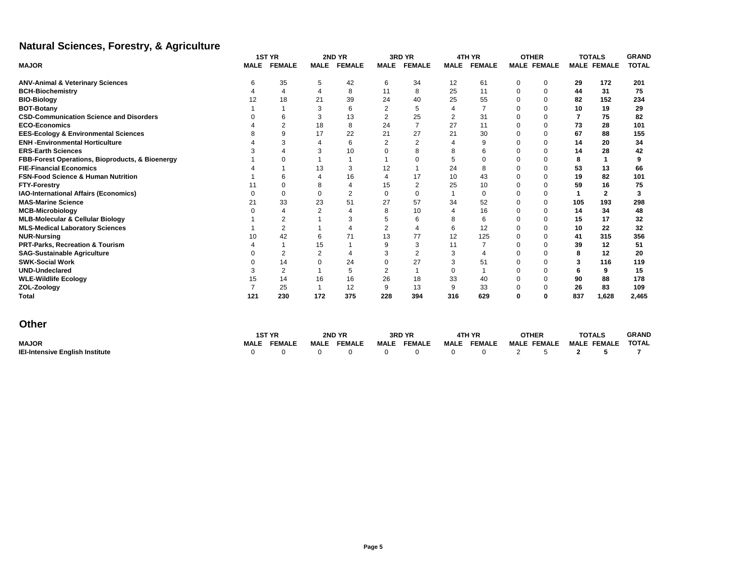## Natural Sciences, Forestry, & Agriculture

| MAJOR | 1ST YR MALE | 1ST YR FEMALE | 2ND YR MALE | 2ND YR FEMALE | 3RD YR MALE | 3RD YR FEMALE | 4TH YR MALE | 4TH YR FEMALE | OTHER MALE | OTHER FEMALE | TOTALS MALE | TOTALS FEMALE | GRAND TOTAL |
|---|---|---|---|---|---|---|---|---|---|---|---|---|---|
| **ANV-Animal & Veterinary Sciences** | 6 | 35 | 5 | 42 | 6 | 34 | 12 | 61 | 0 | 0 | **29** | **172** | **201** |
| **BCH-Biochemistry** | 4 | 4 | 4 | 8 | 11 | 8 | 25 | 11 | 0 | 0 | **44** | **31** | **75** |
| **BIO-Biology** | 12 | 18 | 21 | 39 | 24 | 40 | 25 | 55 | 0 | 0 | **82** | **152** | **234** |
| **BOT-Botany** | 1 | 1 | 3 | 6 | 2 | 5 | 4 | 7 | 0 | 0 | **10** | **19** | **29** |
| **CSD-Communication Science and Disorders** | 0 | 6 | 3 | 13 | 2 | 25 | 2 | 31 | 0 | 0 | **7** | **75** | **82** |
| **ECO-Economics** | 4 | 2 | 18 | 8 | 24 | 7 | 27 | 11 | 0 | 0 | **73** | **28** | **101** |
| **EES-Ecology & Environmental Sciences** | 8 | 9 | 17 | 22 | 21 | 27 | 21 | 30 | 0 | 0 | **67** | **88** | **155** |
| **ENH -Environmental Horticulture** | 4 | 3 | 4 | 6 | 2 | 2 | 4 | 9 | 0 | 0 | **14** | **20** | **34** |
| **ERS-Earth Sciences** | 3 | 4 | 3 | 10 | 0 | 8 | 8 | 6 | 0 | 0 | **14** | **28** | **42** |
| **FBB-Forest Operations, Bioproducts, & Bioenergy** | 1 | 0 | 1 | 1 | 1 | 0 | 5 | 0 | 0 | 0 | **8** | **1** | **9** |
| **FIE-Financial Economics** | 4 | 1 | 13 | 3 | 12 | 1 | 24 | 8 | 0 | 0 | **53** | **13** | **66** |
| **FSN-Food Science & Human Nutrition** | 1 | 6 | 4 | 16 | 4 | 17 | 10 | 43 | 0 | 0 | **19** | **82** | **101** |
| **FTY-Forestry** | 11 | 0 | 8 | 4 | 15 | 2 | 25 | 10 | 0 | 0 | **59** | **16** | **75** |
| **IAO-International Affairs (Economics)** | 0 | 0 | 0 | 2 | 0 | 0 | 1 | 0 | 0 | 0 | **1** | **2** | **3** |
| **MAS-Marine Science** | 21 | 33 | 23 | 51 | 27 | 57 | 34 | 52 | 0 | 0 | **105** | **193** | **298** |
| **MCB-Microbiology** | 0 | 4 | 2 | 4 | 8 | 10 | 4 | 16 | 0 | 0 | **14** | **34** | **48** |
| **MLB-Molecular & Cellular Biology** | 1 | 2 | 1 | 3 | 5 | 6 | 8 | 6 | 0 | 0 | **15** | **17** | **32** |
| **MLS-Medical Laboratory Sciences** | 1 | 2 | 1 | 4 | 2 | 4 | 6 | 12 | 0 | 0 | **10** | **22** | **32** |
| **NUR-Nursing** | 10 | 42 | 6 | 71 | 13 | 77 | 12 | 125 | 0 | 0 | **41** | **315** | **356** |
| **PRT-Parks, Recreation & Tourism** | 4 | 1 | 15 | 1 | 9 | 3 | 11 | 7 | 0 | 0 | **39** | **12** | **51** |
| **SAG-Sustainable Agriculture** | 0 | 2 | 2 | 4 | 3 | 2 | 3 | 4 | 0 | 0 | **8** | **12** | **20** |
| **SWK-Social Work** | 0 | 14 | 0 | 24 | 0 | 27 | 3 | 51 | 0 | 0 | **3** | **116** | **119** |
| **UND-Undeclared** | 3 | 2 | 1 | 5 | 2 | 1 | 0 | 1 | 0 | 0 | **6** | **9** | **15** |
| **WLE-Wildlife Ecology** | 15 | 14 | 16 | 16 | 26 | 18 | 33 | 40 | 0 | 0 | **90** | **88** | **178** |
| **ZOL-Zoology** | 7 | 25 | 1 | 12 | 9 | 13 | 9 | 33 | 0 | 0 | **26** | **83** | **109** |
| **Total** | **121** | **230** | **172** | **375** | **228** | **394** | **316** | **629** | **0** | **0** | **837** | **1,628** | **2,465** |

## Other

| MAJOR | 1ST YR MALE | 1ST YR FEMALE | 2ND YR MALE | 2ND YR FEMALE | 3RD YR MALE | 3RD YR FEMALE | 4TH YR MALE | 4TH YR FEMALE | OTHER MALE | OTHER FEMALE | TOTALS MALE | TOTALS FEMALE | GRAND TOTAL |
|---|---|---|---|---|---|---|---|---|---|---|---|---|---|
| **IEI-Intensive English Institute** | 0 | 0 | 0 | 0 | 0 | 0 | 0 | 0 | 2 | 5 | **2** | **5** | **7** |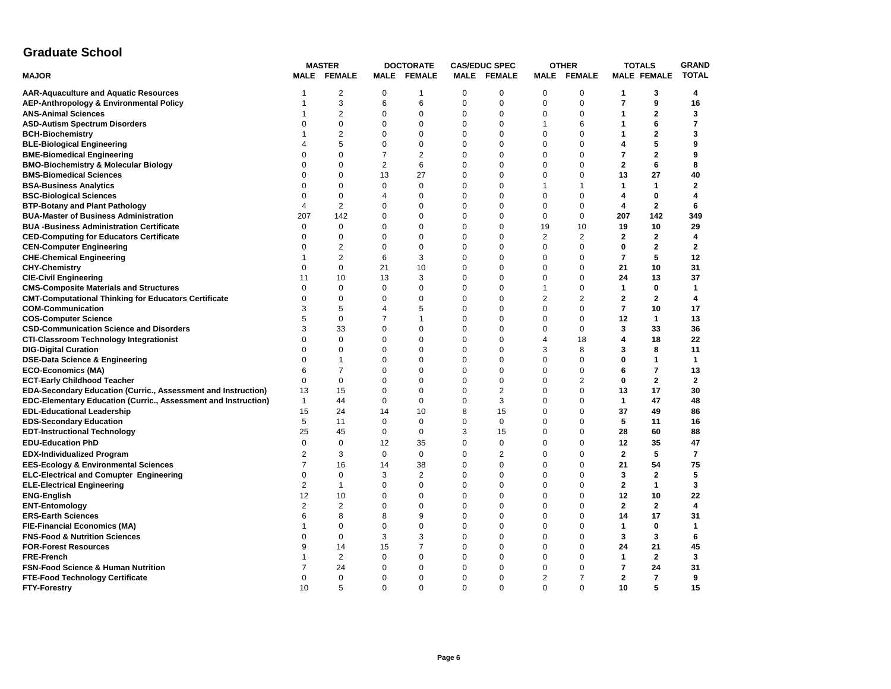## Graduate School

| MAJOR | MASTER | | DOCTORATE | | CAS/EDUC SPEC | | OTHER | | TOTALS | | GRAND TOTAL |
|---|---|---|---|---|---|---|---|---|---|---|---|
| | MALE | FEMALE | MALE | FEMALE | MALE | FEMALE | MALE | FEMALE | MALE | FEMALE | |
| **AAR-Aquaculture and Aquatic Resources** | 1 | 2 | 0 | 1 | 0 | 0 | 0 | 0 | **1** | **3** | **4** |
| **AEP-Anthropology & Environmental Policy** | 1 | 3 | 6 | 6 | 0 | 0 | 0 | 0 | **7** | **9** | **16** |
| **ANS-Animal Sciences** | 1 | 2 | 0 | 0 | 0 | 0 | 0 | 0 | **1** | **2** | **3** |
| **ASD-Autism Spectrum Disorders** | 0 | 0 | 0 | 0 | 0 | 0 | 1 | 6 | **1** | **6** | **7** |
| **BCH-Biochemistry** | 1 | 2 | 0 | 0 | 0 | 0 | 0 | 0 | **1** | **2** | **3** |
| **BLE-Biological Engineering** | 4 | 5 | 0 | 0 | 0 | 0 | 0 | 0 | **4** | **5** | **9** |
| **BME-Biomedical Engineering** | 0 | 0 | 7 | 2 | 0 | 0 | 0 | 0 | **7** | **2** | **9** |
| **BMO-Biochemistry & Molecular Biology** | 0 | 0 | 2 | 6 | 0 | 0 | 0 | 0 | **2** | **6** | **8** |
| **BMS-Biomedical Sciences** | 0 | 0 | 13 | 27 | 0 | 0 | 0 | 0 | **13** | **27** | **40** |
| **BSA-Business Analytics** | 0 | 0 | 0 | 0 | 0 | 0 | 1 | 1 | **1** | **1** | **2** |
| **BSC-Biological Sciences** | 0 | 0 | 4 | 0 | 0 | 0 | 0 | 0 | **4** | **0** | **4** |
| **BTP-Botany and Plant Pathology** | 4 | 2 | 0 | 0 | 0 | 0 | 0 | 0 | **4** | **2** | **6** |
| **BUA-Master of Business Administration** | 207 | 142 | 0 | 0 | 0 | 0 | 0 | 0 | **207** | **142** | **349** |
| **BUA -Business Administration Certificate** | 0 | 0 | 0 | 0 | 0 | 0 | 19 | 10 | **19** | **10** | **29** |
| **CED-Computing for Educators Certificate** | 0 | 0 | 0 | 0 | 0 | 0 | 2 | 2 | **2** | **2** | **4** |
| **CEN-Computer Engineering** | 0 | 2 | 0 | 0 | 0 | 0 | 0 | 0 | **0** | **2** | **2** |
| **CHE-Chemical Engineering** | 1 | 2 | 6 | 3 | 0 | 0 | 0 | 0 | **7** | **5** | **12** |
| **CHY-Chemistry** | 0 | 0 | 21 | 10 | 0 | 0 | 0 | 0 | **21** | **10** | **31** |
| **CIE-Civil Engineering** | 11 | 10 | 13 | 3 | 0 | 0 | 0 | 0 | **24** | **13** | **37** |
| **CMS-Composite Materials and Structures** | 0 | 0 | 0 | 0 | 0 | 0 | 1 | 0 | **1** | **0** | **1** |
| **CMT-Computational Thinking for Educators Certificate** | 0 | 0 | 0 | 0 | 0 | 0 | 2 | 2 | **2** | **2** | **4** |
| **COM-Communication** | 3 | 5 | 4 | 5 | 0 | 0 | 0 | 0 | **7** | **10** | **17** |
| **COS-Computer Science** | 5 | 0 | 7 | 1 | 0 | 0 | 0 | 0 | **12** | **1** | **13** |
| **CSD-Communication Science and Disorders** | 3 | 33 | 0 | 0 | 0 | 0 | 0 | 0 | **3** | **33** | **36** |
| **CTI-Classroom Technology Integrationist** | 0 | 0 | 0 | 0 | 0 | 0 | 4 | 18 | **4** | **18** | **22** |
| **DIG-Digital Curation** | 0 | 0 | 0 | 0 | 0 | 0 | 3 | 8 | **3** | **8** | **11** |
| **DSE-Data Science & Engineering** | 0 | 1 | 0 | 0 | 0 | 0 | 0 | 0 | **0** | **1** | **1** |
| **ECO-Economics (MA)** | 6 | 7 | 0 | 0 | 0 | 0 | 0 | 0 | **6** | **7** | **13** |
| **ECT-Early Childhood Teacher** | 0 | 0 | 0 | 0 | 0 | 0 | 0 | 2 | **0** | **2** | **2** |
| **EDA-Secondary Education (Curric., Assessment and Instruction)** | 13 | 15 | 0 | 0 | 0 | 2 | 0 | 0 | **13** | **17** | **30** |
| **EDC-Elementary Education (Curric., Assessment and Instruction)** | 1 | 44 | 0 | 0 | 0 | 3 | 0 | 0 | **1** | **47** | **48** |
| **EDL-Educational Leadership** | 15 | 24 | 14 | 10 | 8 | 15 | 0 | 0 | **37** | **49** | **86** |
| **EDS-Secondary Education** | 5 | 11 | 0 | 0 | 0 | 0 | 0 | 0 | **5** | **11** | **16** |
| **EDT-Instructional Technology** | 25 | 45 | 0 | 0 | 3 | 15 | 0 | 0 | **28** | **60** | **88** |
| **EDU-Education PhD** | 0 | 0 | 12 | 35 | 0 | 0 | 0 | 0 | **12** | **35** | **47** |
| **EDX-Individualized Program** | 2 | 3 | 0 | 0 | 0 | 2 | 0 | 0 | **2** | **5** | **7** |
| **EES-Ecology & Environmental Sciences** | 7 | 16 | 14 | 38 | 0 | 0 | 0 | 0 | **21** | **54** | **75** |
| **ELC-Electrical and Comupter Engineering** | 0 | 0 | 3 | 2 | 0 | 0 | 0 | 0 | **3** | **2** | **5** |
| **ELE-Electrical Engineering** | 2 | 1 | 0 | 0 | 0 | 0 | 0 | 0 | **2** | **1** | **3** |
| **ENG-English** | 12 | 10 | 0 | 0 | 0 | 0 | 0 | 0 | **12** | **10** | **22** |
| **ENT-Entomology** | 2 | 2 | 0 | 0 | 0 | 0 | 0 | 0 | **2** | **2** | **4** |
| **ERS-Earth Sciences** | 6 | 8 | 8 | 9 | 0 | 0 | 0 | 0 | **14** | **17** | **31** |
| **FIE-Financial Economics (MA)** | 1 | 0 | 0 | 0 | 0 | 0 | 0 | 0 | **1** | **0** | **1** |
| **FNS-Food & Nutrition Sciences** | 0 | 0 | 3 | 3 | 0 | 0 | 0 | 0 | **3** | **3** | **6** |
| **FOR-Forest Resources** | 9 | 14 | 15 | 7 | 0 | 0 | 0 | 0 | **24** | **21** | **45** |
| **FRE-French** | 1 | 2 | 0 | 0 | 0 | 0 | 0 | 0 | **1** | **2** | **3** |
| **FSN-Food Science & Human Nutrition** | 7 | 24 | 0 | 0 | 0 | 0 | 0 | 0 | **7** | **24** | **31** |
| **FTE-Food Technology Certificate** | 0 | 0 | 0 | 0 | 0 | 0 | 2 | 7 | **2** | **7** | **9** |
| **FTY-Forestry** | 10 | 5 | 0 | 0 | 0 | 0 | 0 | 0 | **10** | **5** | **15** |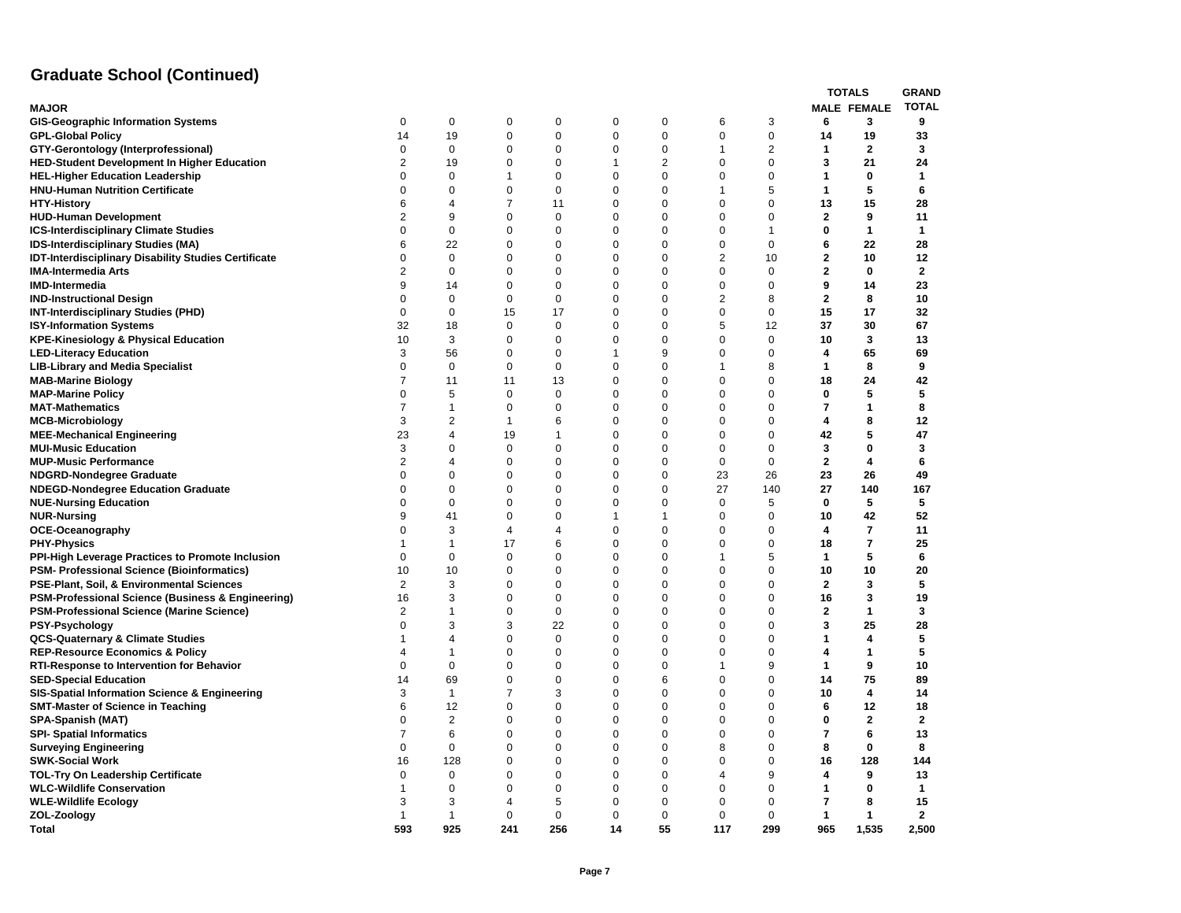## Graduate School (Continued)

| MAJOR | | | | | | | | | TOTALS MALE | FEMALE | GRAND TOTAL |
|---|---|---|---|---|---|---|---|---|---|---|---|
| GIS-Geographic Information Systems | 0 | 0 | 0 | 0 | 0 | 0 | 6 | 3 | **6** | **3** | **9** |
| GPL-Global Policy | 14 | 19 | 0 | 0 | 0 | 0 | 0 | 0 | **14** | **19** | **33** |
| GTY-Gerontology (Interprofessional) | 0 | 0 | 0 | 0 | 0 | 0 | 1 | 2 | **1** | **2** | **3** |
| HED-Student Development In Higher Education | 2 | 19 | 0 | 0 | 1 | 2 | 0 | 0 | **3** | **21** | **24** |
| HEL-Higher Education Leadership | 0 | 0 | 1 | 0 | 0 | 0 | 0 | 0 | **1** | **0** | **1** |
| HNU-Human Nutrition Certificate | 0 | 0 | 0 | 0 | 0 | 0 | 1 | 5 | **1** | **5** | **6** |
| HTY-History | 6 | 4 | 7 | 11 | 0 | 0 | 0 | 0 | **13** | **15** | **28** |
| HUD-Human Development | 2 | 9 | 0 | 0 | 0 | 0 | 0 | 0 | **2** | **9** | **11** |
| ICS-Interdisciplinary Climate Studies | 0 | 0 | 0 | 0 | 0 | 0 | 0 | 1 | **0** | **1** | **1** |
| IDS-Interdisciplinary Studies (MA) | 6 | 22 | 0 | 0 | 0 | 0 | 0 | 0 | **6** | **22** | **28** |
| IDT-Interdisciplinary Disability Studies Certificate | 0 | 0 | 0 | 0 | 0 | 0 | 2 | 10 | **2** | **10** | **12** |
| IMA-Intermedia Arts | 2 | 0 | 0 | 0 | 0 | 0 | 0 | 0 | **2** | **0** | **2** |
| IMD-Intermedia | 9 | 14 | 0 | 0 | 0 | 0 | 0 | 0 | **9** | **14** | **23** |
| IND-Instructional Design | 0 | 0 | 0 | 0 | 0 | 0 | 2 | 8 | **2** | **8** | **10** |
| INT-Interdisciplinary Studies (PHD) | 0 | 0 | 15 | 17 | 0 | 0 | 0 | 0 | **15** | **17** | **32** |
| ISY-Information Systems | 32 | 18 | 0 | 0 | 0 | 0 | 5 | 12 | **37** | **30** | **67** |
| KPE-Kinesiology & Physical Education | 10 | 3 | 0 | 0 | 0 | 0 | 0 | 0 | **10** | **3** | **13** |
| LED-Literacy Education | 3 | 56 | 0 | 0 | 1 | 9 | 0 | 0 | **4** | **65** | **69** |
| LIB-Library and Media Specialist | 0 | 0 | 0 | 0 | 0 | 0 | 1 | 8 | **1** | **8** | **9** |
| MAB-Marine Biology | 7 | 11 | 11 | 13 | 0 | 0 | 0 | 0 | **18** | **24** | **42** |
| MAP-Marine Policy | 0 | 5 | 0 | 0 | 0 | 0 | 0 | 0 | **0** | **5** | **5** |
| MAT-Mathematics | 7 | 1 | 0 | 0 | 0 | 0 | 0 | 0 | **7** | **1** | **8** |
| MCB-Microbiology | 3 | 2 | 1 | 6 | 0 | 0 | 0 | 0 | **4** | **8** | **12** |
| MEE-Mechanical Engineering | 23 | 4 | 19 | 1 | 0 | 0 | 0 | 0 | **42** | **5** | **47** |
| MUI-Music Education | 3 | 0 | 0 | 0 | 0 | 0 | 0 | 0 | **3** | **0** | **3** |
| MUP-Music Performance | 2 | 4 | 0 | 0 | 0 | 0 | 0 | 0 | **2** | **4** | **6** |
| NDGRD-Nondegree Graduate | 0 | 0 | 0 | 0 | 0 | 0 | 23 | 26 | **23** | **26** | **49** |
| NDEGD-Nondegree Education Graduate | 0 | 0 | 0 | 0 | 0 | 0 | 27 | 140 | **27** | **140** | **167** |
| NUE-Nursing Education | 0 | 0 | 0 | 0 | 0 | 0 | 0 | 5 | **0** | **5** | **5** |
| NUR-Nursing | 9 | 41 | 0 | 0 | 1 | 1 | 0 | 0 | **10** | **42** | **52** |
| OCE-Oceanography | 0 | 3 | 4 | 4 | 0 | 0 | 0 | 0 | **4** | **7** | **11** |
| PHY-Physics | 1 | 1 | 17 | 6 | 0 | 0 | 0 | 0 | **18** | **7** | **25** |
| PPI-High Leverage Practices to Promote Inclusion | 0 | 0 | 0 | 0 | 0 | 0 | 1 | 5 | **1** | **5** | **6** |
| PSM- Professional Science (Bioinformatics) | 10 | 10 | 0 | 0 | 0 | 0 | 0 | 0 | **10** | **10** | **20** |
| PSE-Plant, Soil, & Environmental Sciences | 2 | 3 | 0 | 0 | 0 | 0 | 0 | 0 | **2** | **3** | **5** |
| PSM-Professional Science (Business & Engineering) | 16 | 3 | 0 | 0 | 0 | 0 | 0 | 0 | **16** | **3** | **19** |
| PSM-Professional Science (Marine Science) | 2 | 1 | 0 | 0 | 0 | 0 | 0 | 0 | **2** | **1** | **3** |
| PSY-Psychology | 0 | 3 | 3 | 22 | 0 | 0 | 0 | 0 | **3** | **25** | **28** |
| QCS-Quaternary & Climate Studies | 1 | 4 | 0 | 0 | 0 | 0 | 0 | 0 | **1** | **4** | **5** |
| REP-Resource Economics & Policy | 4 | 1 | 0 | 0 | 0 | 0 | 0 | 0 | **4** | **1** | **5** |
| RTI-Response to Intervention for Behavior | 0 | 0 | 0 | 0 | 0 | 0 | 1 | 9 | **1** | **9** | **10** |
| SED-Special Education | 14 | 69 | 0 | 0 | 0 | 6 | 0 | 0 | **14** | **75** | **89** |
| SIS-Spatial Information Science & Engineering | 3 | 1 | 7 | 3 | 0 | 0 | 0 | 0 | **10** | **4** | **14** |
| SMT-Master of Science in Teaching | 6 | 12 | 0 | 0 | 0 | 0 | 0 | 0 | **6** | **12** | **18** |
| SPA-Spanish (MAT) | 0 | 2 | 0 | 0 | 0 | 0 | 0 | 0 | **0** | **2** | **2** |
| SPI- Spatial Informatics | 7 | 6 | 0 | 0 | 0 | 0 | 0 | 0 | **7** | **6** | **13** |
| Surveying Engineering | 0 | 0 | 0 | 0 | 0 | 0 | 8 | 0 | **8** | **0** | **8** |
| SWK-Social Work | 16 | 128 | 0 | 0 | 0 | 0 | 0 | 0 | **16** | **128** | **144** |
| TOL-Try On Leadership Certificate | 0 | 0 | 0 | 0 | 0 | 0 | 4 | 9 | **4** | **9** | **13** |
| WLC-Wildlife Conservation | 1 | 0 | 0 | 0 | 0 | 0 | 0 | 0 | **1** | **0** | **1** |
| WLE-Wildlife Ecology | 3 | 3 | 4 | 5 | 0 | 0 | 0 | 0 | **7** | **8** | **15** |
| ZOL-Zoology | 1 | 1 | 0 | 0 | 0 | 0 | 0 | 0 | **1** | **1** | **2** |
| **Total** | **593** | **925** | **241** | **256** | **14** | **55** | **117** | **299** | **965** | **1,535** | **2,500** |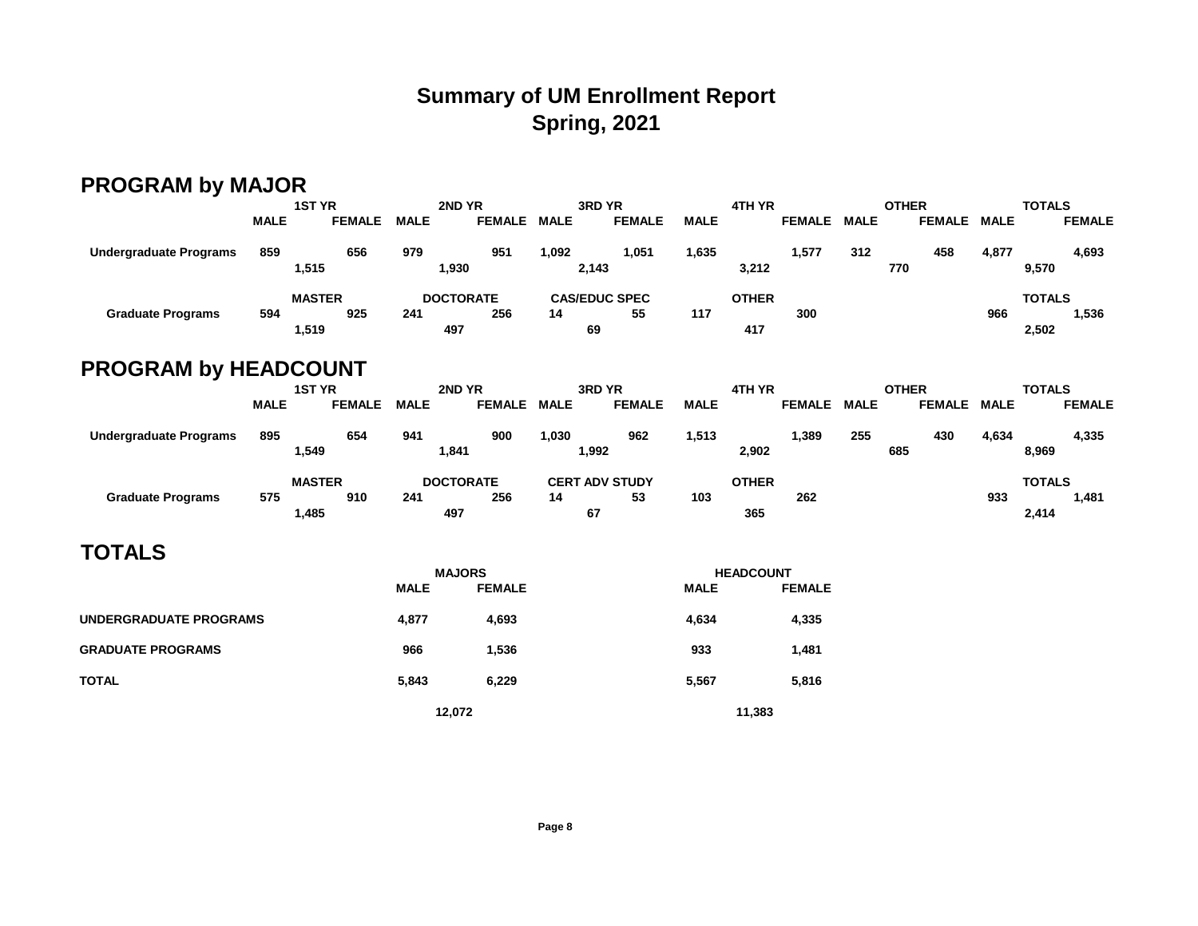# Summary of UM Enrollment Report
# Spring, 2021

## PROGRAM by MAJOR

| | 1ST YR | | 2ND YR | | 3RD YR | | 4TH YR | | OTHER | | TOTALS | |
|---|---|---|---|---|---|---|---|---|---|---|---|---|
| | MALE | FEMALE | MALE | FEMALE | MALE | FEMALE | MALE | FEMALE | MALE | FEMALE | MALE | FEMALE |
| Undergraduate Programs | 859 | 656 | 979 | 951 | 1,092 | 1,051 | 1,635 | 1,577 | 312 | 458 | 4,877 | 4,693 |
| | 1,515 | | 1,930 | | 2,143 | | 3,212 | | 770 | | 9,570 | |

| | MASTER | | DOCTORATE | | CAS/EDUC SPEC | | OTHER | | TOTALS | |
|---|---|---|---|---|---|---|---|---|---|---|
| Graduate Programs | 594 | 925 | 241 | 256 | 14 | 55 | 117 | 300 | 966 | 1,536 |
| | 1,519 | | 497 | | 69 | | 417 | | 2,502 | |

## PROGRAM by HEADCOUNT

| | 1ST YR | | 2ND YR | | 3RD YR | | 4TH YR | | OTHER | | TOTALS | |
|---|---|---|---|---|---|---|---|---|---|---|---|---|
| | MALE | FEMALE | MALE | FEMALE | MALE | FEMALE | MALE | FEMALE | MALE | FEMALE | MALE | FEMALE |
| Undergraduate Programs | 895 | 654 | 941 | 900 | 1,030 | 962 | 1,513 | 1,389 | 255 | 430 | 4,634 | 4,335 |
| | 1,549 | | 1,841 | | 1,992 | | 2,902 | | 685 | | 8,969 | |

| | MASTER | | DOCTORATE | | CERT ADV STUDY | | OTHER | | TOTALS | |
|---|---|---|---|---|---|---|---|---|---|---|
| Graduate Programs | 575 | 910 | 241 | 256 | 14 | 53 | 103 | 262 | 933 | 1,481 |
| | 1,485 | | 497 | | 67 | | 365 | | 2,414 | |

## TOTALS

| | MAJORS | | HEADCOUNT | |
|---|---|---|---|---|
| | MALE | FEMALE | MALE | FEMALE |
| UNDERGRADUATE PROGRAMS | 4,877 | 4,693 | 4,634 | 4,335 |
| GRADUATE PROGRAMS | 966 | 1,536 | 933 | 1,481 |
| TOTAL | 5,843 | 6,229 | 5,567 | 5,816 |
| | 12,072 | | 11,383 | |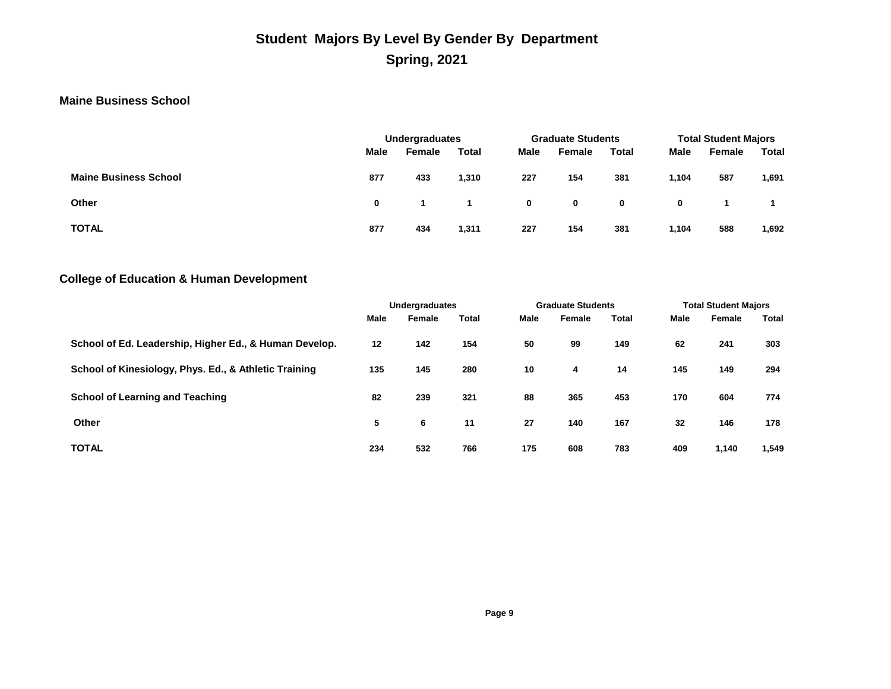# Student Majors By Level By Gender By Department

## Spring, 2021

### Maine Business School

| | Undergraduates | | | Graduate Students | | | Total Student Majors | | |
|---|---|---|---|---|---|---|---|---|---|
| | Male | Female | Total | Male | Female | Total | Male | Female | Total |
| **Maine Business School** | 877 | 433 | 1,310 | 227 | 154 | 381 | 1,104 | 587 | 1,691 |
| **Other** | 0 | 1 | 1 | 0 | 0 | 0 | 0 | 1 | 1 |
| **TOTAL** | 877 | 434 | 1,311 | 227 | 154 | 381 | 1,104 | 588 | 1,692 |

### College of Education & Human Development

| | Undergraduates | | | Graduate Students | | | Total Student Majors | | |
|---|---|---|---|---|---|---|---|---|---|
| | Male | Female | Total | Male | Female | Total | Male | Female | Total |
| **School of Ed. Leadership, Higher Ed., & Human Develop.** | 12 | 142 | 154 | 50 | 99 | 149 | 62 | 241 | 303 |
| **School of Kinesiology, Phys. Ed., & Athletic Training** | 135 | 145 | 280 | 10 | 4 | 14 | 145 | 149 | 294 |
| **School of Learning and Teaching** | 82 | 239 | 321 | 88 | 365 | 453 | 170 | 604 | 774 |
| **Other** | 5 | 6 | 11 | 27 | 140 | 167 | 32 | 146 | 178 |
| **TOTAL** | 234 | 532 | 766 | 175 | 608 | 783 | 409 | 1,140 | 1,549 |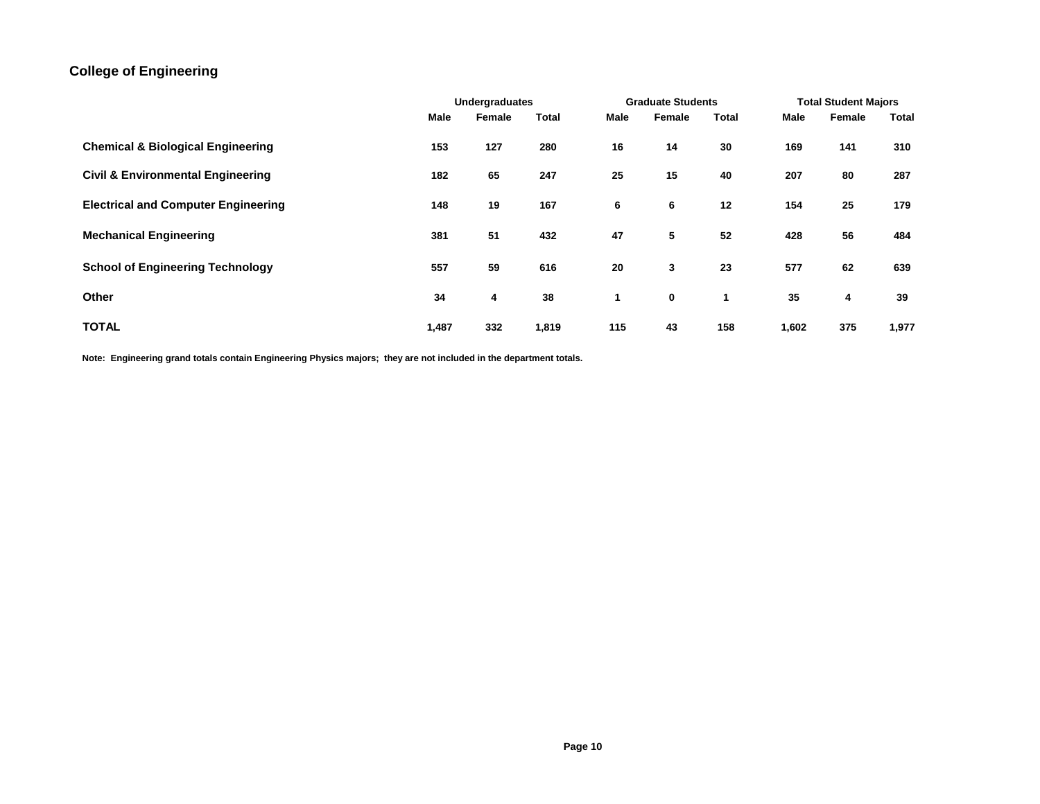## College of Engineering

| | Undergraduates | | | Graduate Students | | | Total Student Majors | | |
|---|---|---|---|---|---|---|---|---|---|
| | Male | Female | Total | Male | Female | Total | Male | Female | Total |
| **Chemical & Biological Engineering** | 153 | 127 | 280 | 16 | 14 | 30 | 169 | 141 | 310 |
| **Civil & Environmental Engineering** | 182 | 65 | 247 | 25 | 15 | 40 | 207 | 80 | 287 |
| **Electrical and Computer Engineering** | 148 | 19 | 167 | 6 | 6 | 12 | 154 | 25 | 179 |
| **Mechanical Engineering** | 381 | 51 | 432 | 47 | 5 | 52 | 428 | 56 | 484 |
| **School of Engineering Technology** | 557 | 59 | 616 | 20 | 3 | 23 | 577 | 62 | 639 |
| **Other** | 34 | 4 | 38 | 1 | 0 | 1 | 35 | 4 | 39 |
| **TOTAL** | 1,487 | 332 | 1,819 | 115 | 43 | 158 | 1,602 | 375 | 1,977 |

**Note: Engineering grand totals contain Engineering Physics majors; they are not included in the department totals.**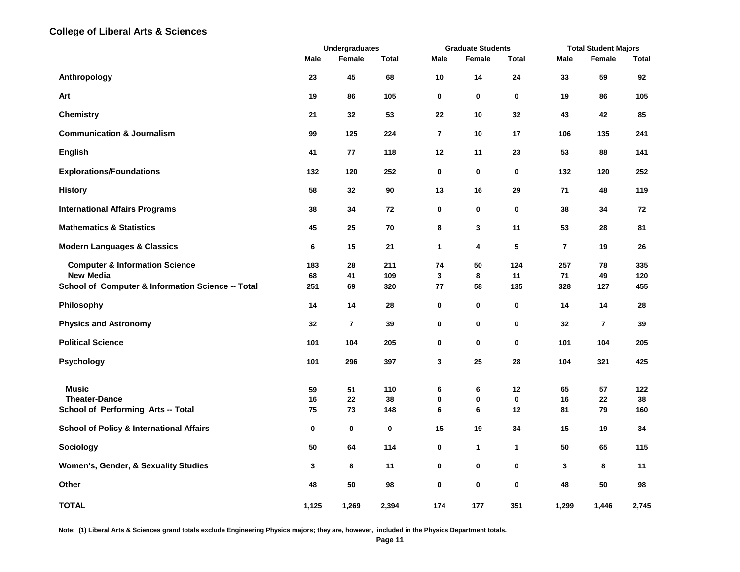## College of Liberal Arts & Sciences

| | Undergraduates | | | Graduate Students | | | Total Student Majors | | |
|---|---|---|---|---|---|---|---|---|---|
| | Male | Female | Total | Male | Female | Total | Male | Female | Total |
| **Anthropology** | 23 | 45 | 68 | 10 | 14 | 24 | 33 | 59 | 92 |
| **Art** | 19 | 86 | 105 | 0 | 0 | 0 | 19 | 86 | 105 |
| **Chemistry** | 21 | 32 | 53 | 22 | 10 | 32 | 43 | 42 | 85 |
| **Communication & Journalism** | 99 | 125 | 224 | 7 | 10 | 17 | 106 | 135 | 241 |
| **English** | 41 | 77 | 118 | 12 | 11 | 23 | 53 | 88 | 141 |
| **Explorations/Foundations** | 132 | 120 | 252 | 0 | 0 | 0 | 132 | 120 | 252 |
| **History** | 58 | 32 | 90 | 13 | 16 | 29 | 71 | 48 | 119 |
| **International Affairs Programs** | 38 | 34 | 72 | 0 | 0 | 0 | 38 | 34 | 72 |
| **Mathematics & Statistics** | 45 | 25 | 70 | 8 | 3 | 11 | 53 | 28 | 81 |
| **Modern Languages & Classics** | 6 | 15 | 21 | 1 | 4 | 5 | 7 | 19 | 26 |
| **Computer & Information Science** | 183 | 28 | 211 | 74 | 50 | 124 | 257 | 78 | 335 |
| **New Media** | 68 | 41 | 109 | 3 | 8 | 11 | 71 | 49 | 120 |
| **School of Computer & Information Science -- Total** | 251 | 69 | 320 | 77 | 58 | 135 | 328 | 127 | 455 |
| **Philosophy** | 14 | 14 | 28 | 0 | 0 | 0 | 14 | 14 | 28 |
| **Physics and Astronomy** | 32 | 7 | 39 | 0 | 0 | 0 | 32 | 7 | 39 |
| **Political Science** | 101 | 104 | 205 | 0 | 0 | 0 | 101 | 104 | 205 |
| **Psychology** | 101 | 296 | 397 | 3 | 25 | 28 | 104 | 321 | 425 |
| **Music** | 59 | 51 | 110 | 6 | 6 | 12 | 65 | 57 | 122 |
| **Theater-Dance** | 16 | 22 | 38 | 0 | 0 | 0 | 16 | 22 | 38 |
| **School of Performing Arts -- Total** | 75 | 73 | 148 | 6 | 6 | 12 | 81 | 79 | 160 |
| **School of Policy & International Affairs** | 0 | 0 | 0 | 15 | 19 | 34 | 15 | 19 | 34 |
| **Sociology** | 50 | 64 | 114 | 0 | 1 | 1 | 50 | 65 | 115 |
| **Women's, Gender, & Sexuality Studies** | 3 | 8 | 11 | 0 | 0 | 0 | 3 | 8 | 11 |
| **Other** | 48 | 50 | 98 | 0 | 0 | 0 | 48 | 50 | 98 |
| **TOTAL** | 1,125 | 1,269 | 2,394 | 174 | 177 | 351 | 1,299 | 1,446 | 2,745 |

Note: (1) Liberal Arts & Sciences grand totals exclude Engineering Physics majors; they are, however, included in the Physics Department totals.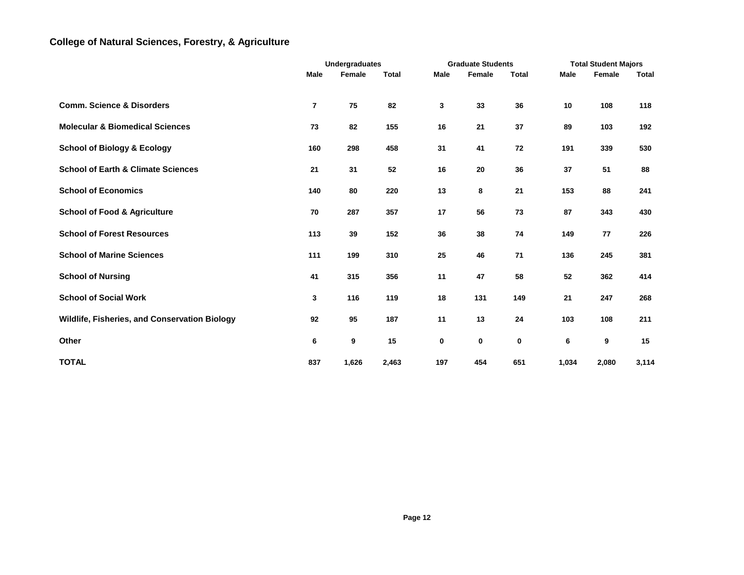## College of Natural Sciences, Forestry, & Agriculture

| | Undergraduates | | | Graduate Students | | | Total Student Majors | | |
|---|---|---|---|---|---|---|---|---|---|
| | Male | Female | Total | Male | Female | Total | Male | Female | Total |
| Comm. Science & Disorders | 7 | 75 | 82 | 3 | 33 | 36 | 10 | 108 | 118 |
| Molecular & Biomedical Sciences | 73 | 82 | 155 | 16 | 21 | 37 | 89 | 103 | 192 |
| School of Biology & Ecology | 160 | 298 | 458 | 31 | 41 | 72 | 191 | 339 | 530 |
| School of Earth & Climate Sciences | 21 | 31 | 52 | 16 | 20 | 36 | 37 | 51 | 88 |
| School of Economics | 140 | 80 | 220 | 13 | 8 | 21 | 153 | 88 | 241 |
| School of Food & Agriculture | 70 | 287 | 357 | 17 | 56 | 73 | 87 | 343 | 430 |
| School of Forest Resources | 113 | 39 | 152 | 36 | 38 | 74 | 149 | 77 | 226 |
| School of Marine Sciences | 111 | 199 | 310 | 25 | 46 | 71 | 136 | 245 | 381 |
| School of Nursing | 41 | 315 | 356 | 11 | 47 | 58 | 52 | 362 | 414 |
| School of Social Work | 3 | 116 | 119 | 18 | 131 | 149 | 21 | 247 | 268 |
| Wildlife, Fisheries, and Conservation Biology | 92 | 95 | 187 | 11 | 13 | 24 | 103 | 108 | 211 |
| Other | 6 | 9 | 15 | 0 | 0 | 0 | 6 | 9 | 15 |
| TOTAL | 837 | 1,626 | 2,463 | 197 | 454 | 651 | 1,034 | 2,080 | 3,114 |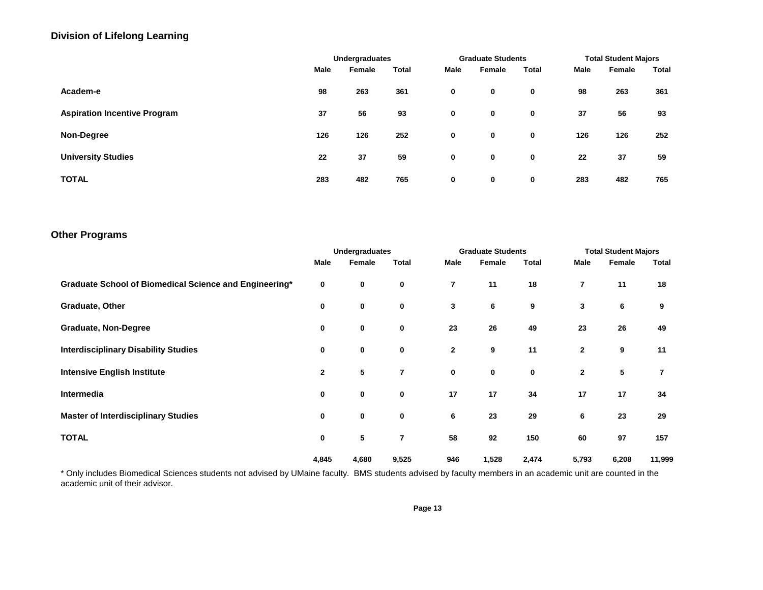## Division of Lifelong Learning

| | Undergraduates | | | Graduate Students | | | Total Student Majors | | |
|---|---|---|---|---|---|---|---|---|---|
| | Male | Female | Total | Male | Female | Total | Male | Female | Total |
| **Academ-e** | 98 | 263 | 361 | 0 | 0 | 0 | 98 | 263 | 361 |
| **Aspiration Incentive Program** | 37 | 56 | 93 | 0 | 0 | 0 | 37 | 56 | 93 |
| **Non-Degree** | 126 | 126 | 252 | 0 | 0 | 0 | 126 | 126 | 252 |
| **University Studies** | 22 | 37 | 59 | 0 | 0 | 0 | 22 | 37 | 59 |
| **TOTAL** | 283 | 482 | 765 | 0 | 0 | 0 | 283 | 482 | 765 |

## Other Programs

| | Undergraduates | | | Graduate Students | | | Total Student Majors | | |
|---|---|---|---|---|---|---|---|---|---|
| | Male | Female | Total | Male | Female | Total | Male | Female | Total |
| **Graduate School of Biomedical Science and Engineering*** | 0 | 0 | 0 | 7 | 11 | 18 | 7 | 11 | 18 |
| **Graduate, Other** | 0 | 0 | 0 | 3 | 6 | 9 | 3 | 6 | 9 |
| **Graduate, Non-Degree** | 0 | 0 | 0 | 23 | 26 | 49 | 23 | 26 | 49 |
| **Interdisciplinary Disability Studies** | 0 | 0 | 0 | 2 | 9 | 11 | 2 | 9 | 11 |
| **Intensive English Institute** | 2 | 5 | 7 | 0 | 0 | 0 | 2 | 5 | 7 |
| **Intermedia** | 0 | 0 | 0 | 17 | 17 | 34 | 17 | 17 | 34 |
| **Master of Interdisciplinary Studies** | 0 | 0 | 0 | 6 | 23 | 29 | 6 | 23 | 29 |
| **TOTAL** | 0 | 5 | 7 | 58 | 92 | 150 | 60 | 97 | 157 |
| | 4,845 | 4,680 | 9,525 | 946 | 1,528 | 2,474 | 5,793 | 6,208 | 11,999 |

* Only includes Biomedical Sciences students not advised by UMaine faculty. BMS students advised by faculty members in an academic unit are counted in the academic unit of their advisor.